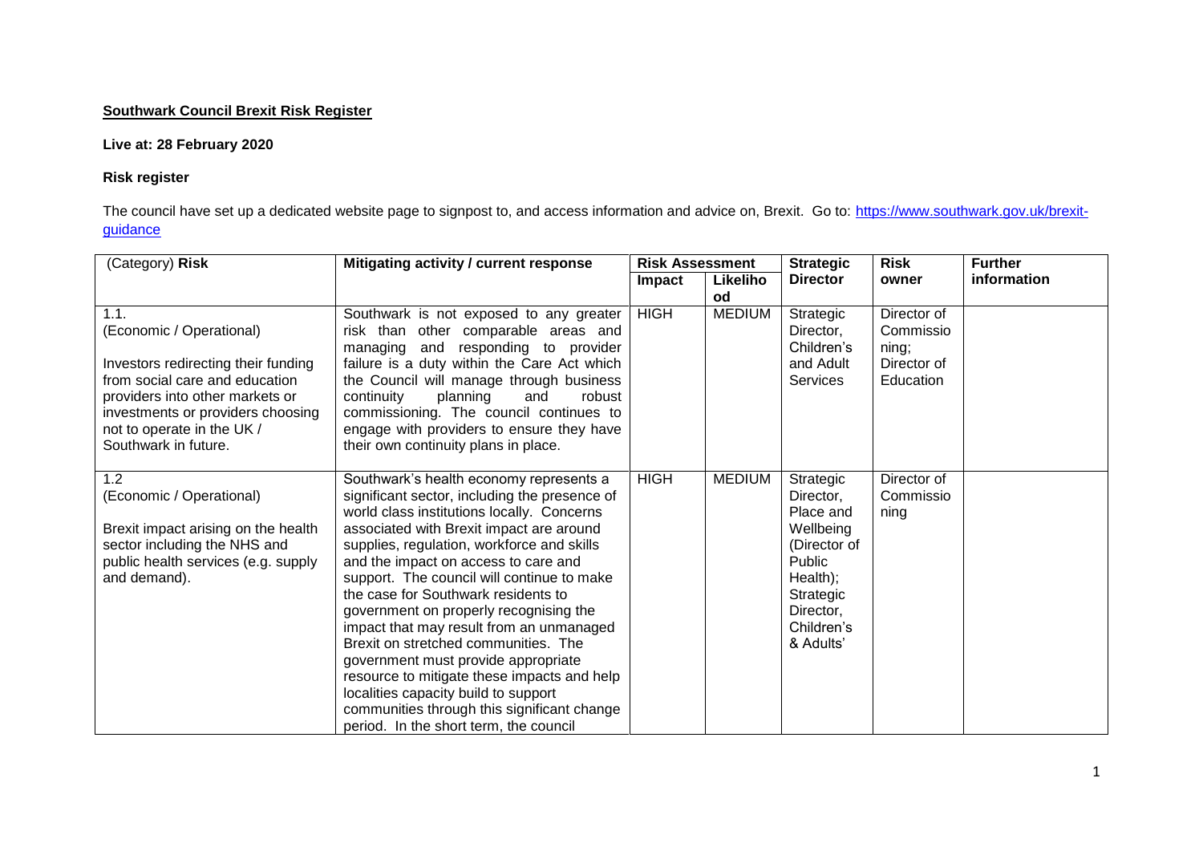**Southwark Council Brexit Risk Register**

**Live at: 28 February 2020**

**Risk register**

The council have set up a dedicated website page to signpost to, and access information and advice on, Brexit. Go to: [https://www.southwark.gov.uk/brexit-guidance](https://www.southwark.gov.uk/brexit-guidance)

| (Category) **Risk** | **Mitigating activity / current response** | **Risk Assessment** | | **Strategic Director** | **Risk owner** | **Further information** |
|---|---|---|---|---|---|---|
| | | **Impact** | **Likelihood** | | | |
| 1.1. (Economic / Operational) Investors redirecting their funding from social care and education providers into other markets or investments or providers choosing not to operate in the UK / Southwark in future. | Southwark is not exposed to any greater risk than other comparable areas and managing and responding to provider failure is a duty within the Care Act which the Council will manage through business continuity planning and robust commissioning. The council continues to engage with providers to ensure they have their own continuity plans in place. | HIGH | MEDIUM | Strategic Director, Children's and Adult Services | Director of Commissioning; Director of Education | |
| 1.2 (Economic / Operational) Brexit impact arising on the health sector including the NHS and public health services (e.g. supply and demand). | Southwark's health economy represents a significant sector, including the presence of world class institutions locally. Concerns associated with Brexit impact are around supplies, regulation, workforce and skills and the impact on access to care and support. The council will continue to make the case for Southwark residents to government on properly recognising the impact that may result from an unmanaged Brexit on stretched communities. The government must provide appropriate resource to mitigate these impacts and help localities capacity build to support communities through this significant change period. In the short term, the council | HIGH | MEDIUM | Strategic Director, Place and Wellbeing (Director of Public Health); Strategic Director, Children's & Adults' | Director of Commissioning | |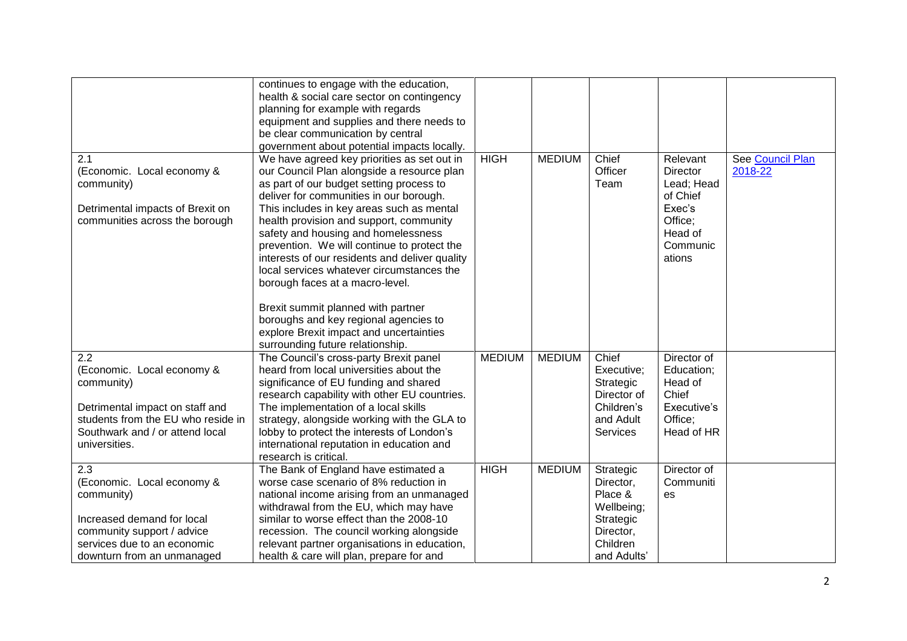| | | | | | | |
|---|---|---|---|---|---|---|
| | continues to engage with the education, health & social care sector on contingency planning for example with regards equipment and supplies and there needs to be clear communication by central government about potential impacts locally. | | | | | |
| 2.1<br>(Economic. Local economy & community)<br><br>Detrimental impacts of Brexit on communities across the borough | We have agreed key priorities as set out in our Council Plan alongside a resource plan as part of our budget setting process to deliver for communities in our borough. This includes key areas such as mental health provision and support, community safety and housing and homelessness prevention. We will continue to protect the interests of our residents and deliver quality local services whatever circumstances the borough faces at a macro-level.<br><br>Brexit summit planned with partner boroughs and key regional agencies to explore Brexit impact and uncertainties surrounding future relationship. | HIGH | MEDIUM | Chief Officer Team | Relevant Director Lead; Head of Chief Exec's Office; Head of Communications | See Council Plan 2018-22 |
| 2.2<br>(Economic. Local economy & community)<br><br>Detrimental impact on staff and students from the EU who reside in Southwark and / or attend local universities. | The Council's cross-party Brexit panel heard from local universities about the significance of EU funding and shared research capability with other EU countries. The implementation of a local skills strategy, alongside working with the GLA to lobby to protect the interests of London's international reputation in education and research is critical. | MEDIUM | MEDIUM | Chief Executive; Strategic Director of Children's and Adult Services | Director of Education; Head of Chief Executive's Office; Head of HR | |
| 2.3<br>(Economic. Local economy & community)<br><br>Increased demand for local community support / advice services due to an economic downturn from an unmanaged | The Bank of England have estimated a worse case scenario of 8% reduction in national income arising from an unmanaged withdrawal from the EU, which may have similar to worse effect than the 2008-10 recession. The council working alongside relevant partner organisations in education, health & care will plan, prepare for and | HIGH | MEDIUM | Strategic Director, Place & Wellbeing; Strategic Director, Children and Adults' | Director of Communities | |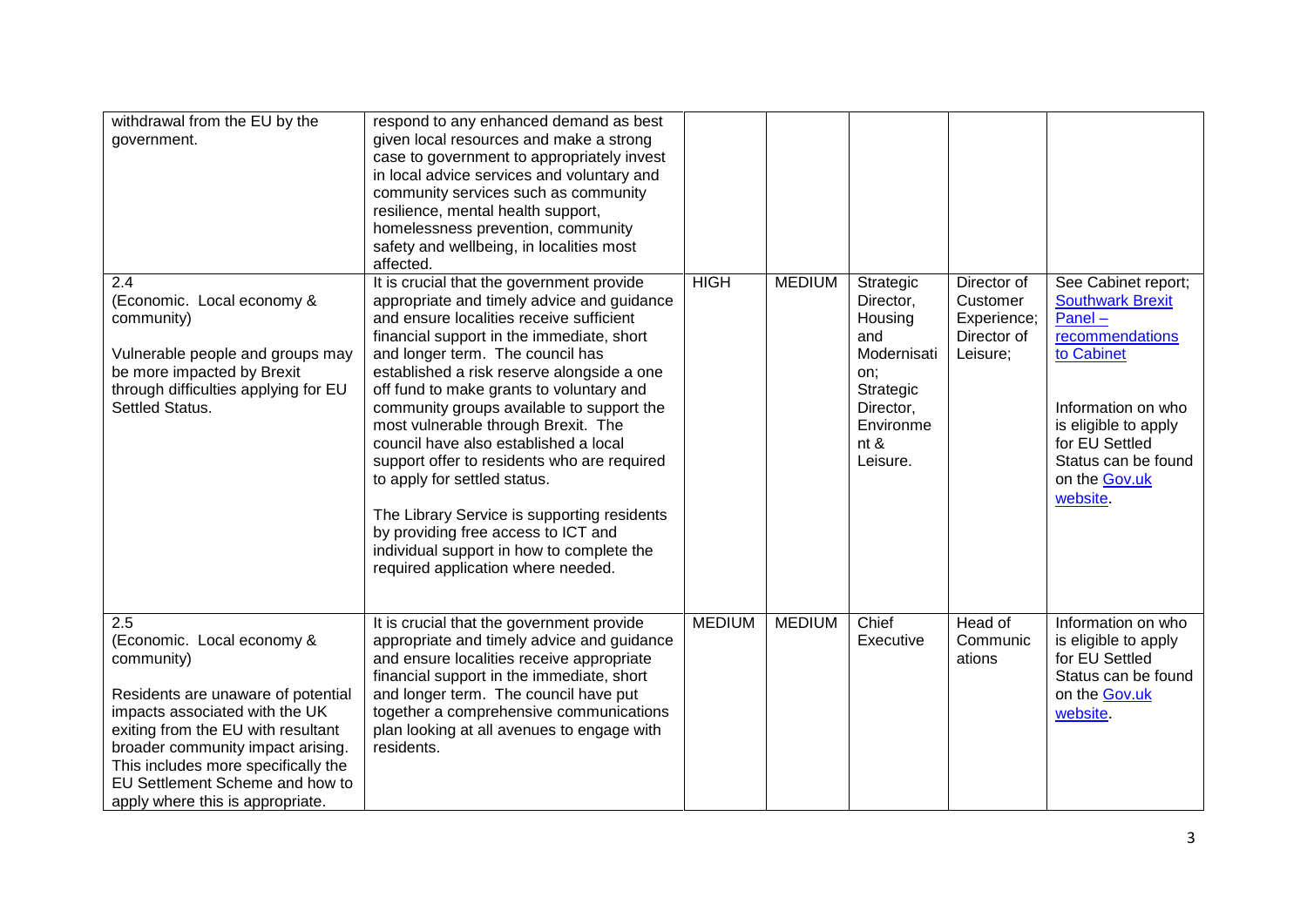| | | | | | | |
|---|---|---|---|---|---|---|
| withdrawal from the EU by the government. | respond to any enhanced demand as best given local resources and make a strong case to government to appropriately invest in local advice services and voluntary and community services such as community resilience, mental health support, homelessness prevention, community safety and wellbeing, in localities most affected. | | | | | |
| 2.4<br>(Economic. Local economy & community)<br><br>Vulnerable people and groups may be more impacted by Brexit through difficulties applying for EU Settled Status. | It is crucial that the government provide appropriate and timely advice and guidance and ensure localities receive sufficient financial support in the immediate, short and longer term. The council has established a risk reserve alongside a one off fund to make grants to voluntary and community groups available to support the most vulnerable through Brexit. The council have also established a local support offer to residents who are required to apply for settled status.<br><br>The Library Service is supporting residents by providing free access to ICT and individual support in how to complete the required application where needed. | HIGH | MEDIUM | Strategic Director, Housing and Modernisation; Strategic Director, Environment & Leisure. | Director of Customer Experience; Director of Leisure; | See Cabinet report; [Southwark Brexit Panel – recommendations to Cabinet]<br><br>Information on who is eligible to apply for EU Settled Status can be found on the [Gov.uk website]. |
| 2.5<br>(Economic. Local economy & community)<br><br>Residents are unaware of potential impacts associated with the UK exiting from the EU with resultant broader community impact arising. This includes more specifically the EU Settlement Scheme and how to apply where this is appropriate. | It is crucial that the government provide appropriate and timely advice and guidance and ensure localities receive appropriate financial support in the immediate, short and longer term. The council have put together a comprehensive communications plan looking at all avenues to engage with residents. | MEDIUM | MEDIUM | Chief Executive | Head of Communications | Information on who is eligible to apply for EU Settled Status can be found on the [Gov.uk website]. |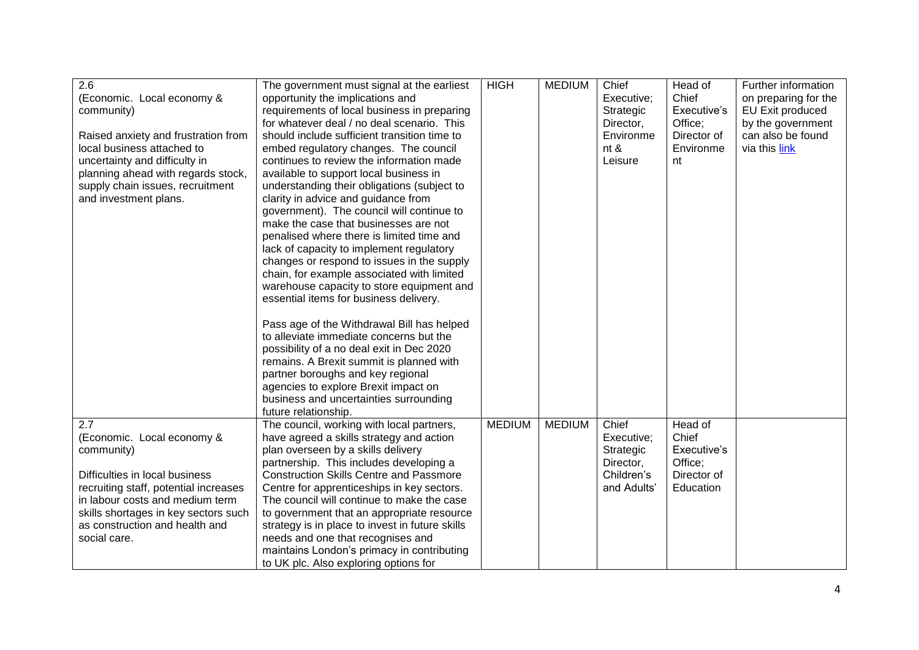| | | | | | | |
|---|---|---|---|---|---|---|
| 2.6<br>(Economic. Local economy & community)<br><br>Raised anxiety and frustration from local business attached to uncertainty and difficulty in planning ahead with regards stock, supply chain issues, recruitment and investment plans. | The government must signal at the earliest opportunity the implications and requirements of local business in preparing for whatever deal / no deal scenario. This should include sufficient transition time to embed regulatory changes. The council continues to review the information made available to support local business in understanding their obligations (subject to clarity in advice and guidance from government). The council will continue to make the case that businesses are not penalised where there is limited time and lack of capacity to implement regulatory changes or respond to issues in the supply chain, for example associated with limited warehouse capacity to store equipment and essential items for business delivery.<br><br>Pass age of the Withdrawal Bill has helped to alleviate immediate concerns but the possibility of a no deal exit in Dec 2020 remains. A Brexit summit is planned with partner boroughs and key regional agencies to explore Brexit impact on business and uncertainties surrounding future relationship. | HIGH | MEDIUM | Chief Executive; Strategic Director, Environment & Leisure | Head of Chief Executive's Office; Director of Environment | Further information on preparing for the EU Exit produced by the government can also be found via this link |
| 2.7<br>(Economic. Local economy & community)<br><br>Difficulties in local business recruiting staff, potential increases in labour costs and medium term skills shortages in key sectors such as construction and health and social care. | The council, working with local partners, have agreed a skills strategy and action plan overseen by a skills delivery partnership. This includes developing a Construction Skills Centre and Passmore Centre for apprenticeships in key sectors. The council will continue to make the case to government that an appropriate resource strategy is in place to invest in future skills needs and one that recognises and maintains London's primacy in contributing to UK plc. Also exploring options for | MEDIUM | MEDIUM | Chief Executive; Strategic Director, Children's and Adults' | Head of Chief Executive's Office; Director of Education | |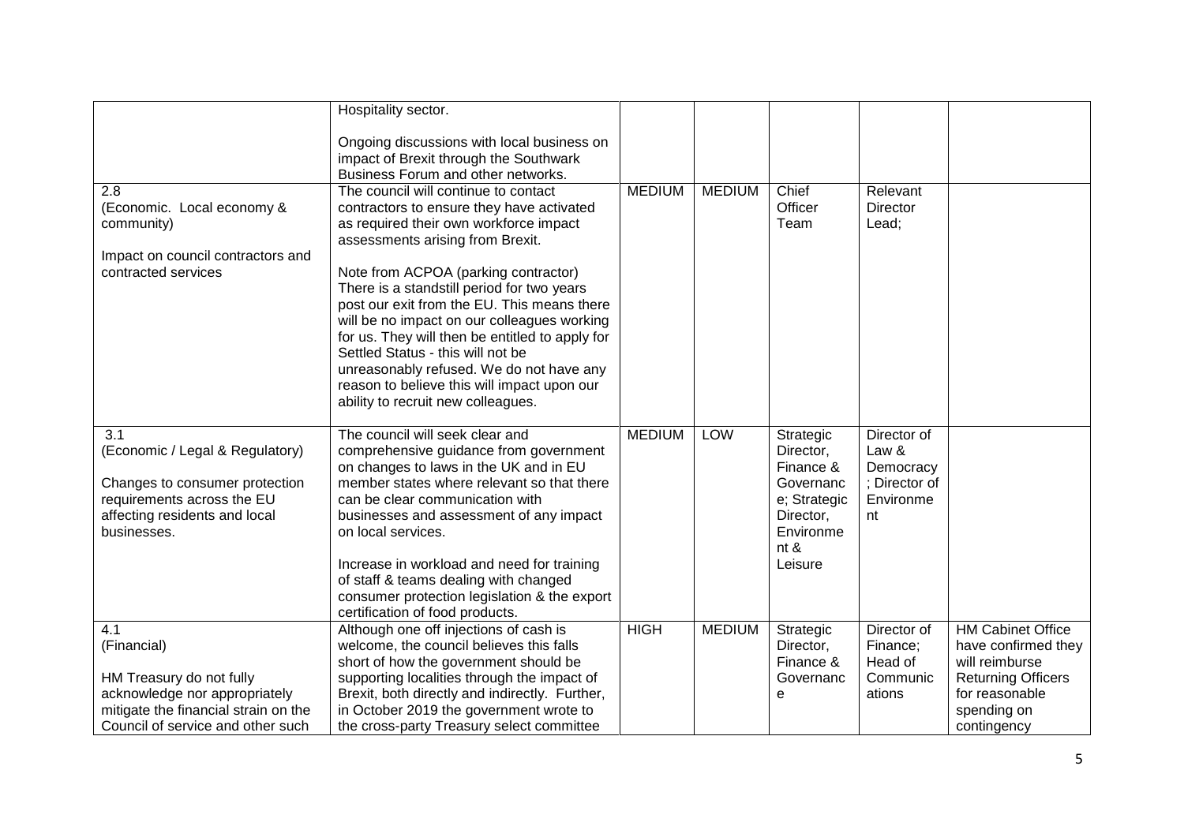| | | | | | | |
|---|---|---|---|---|---|---|
| | Hospitality sector.<br><br>Ongoing discussions with local business on impact of Brexit through the Southwark Business Forum and other networks. | | | | | |
| 2.8<br>(Economic. Local economy & community)<br><br>Impact on council contractors and contracted services | The council will continue to contact contractors to ensure they have activated as required their own workforce impact assessments arising from Brexit.<br><br>Note from ACPOA (parking contractor) There is a standstill period for two years post our exit from the EU. This means there will be no impact on our colleagues working for us. They will then be entitled to apply for Settled Status - this will not be unreasonably refused. We do not have any reason to believe this will impact upon our ability to recruit new colleagues. | MEDIUM | MEDIUM | Chief Officer Team | Relevant Director Lead; | |
| 3.1<br>(Economic / Legal & Regulatory)<br><br>Changes to consumer protection requirements across the EU affecting residents and local businesses. | The council will seek clear and comprehensive guidance from government on changes to laws in the UK and in EU member states where relevant so that there can be clear communication with businesses and assessment of any impact on local services.<br><br>Increase in workload and need for training of staff & teams dealing with changed consumer protection legislation & the export certification of food products. | MEDIUM | LOW | Strategic Director, Finance & Governance; Strategic Director, Environment & Leisure | Director of Law & Democracy; Director of Environment | |
| 4.1<br>(Financial)<br><br>HM Treasury do not fully acknowledge nor appropriately mitigate the financial strain on the Council of service and other such | Although one off injections of cash is welcome, the council believes this falls short of how the government should be supporting localities through the impact of Brexit, both directly and indirectly. Further, in October 2019 the government wrote to the cross-party Treasury select committee | HIGH | MEDIUM | Strategic Director, Finance & Governance | Director of Finance; Head of Communications | HM Cabinet Office have confirmed they will reimburse Returning Officers for reasonable spending on contingency |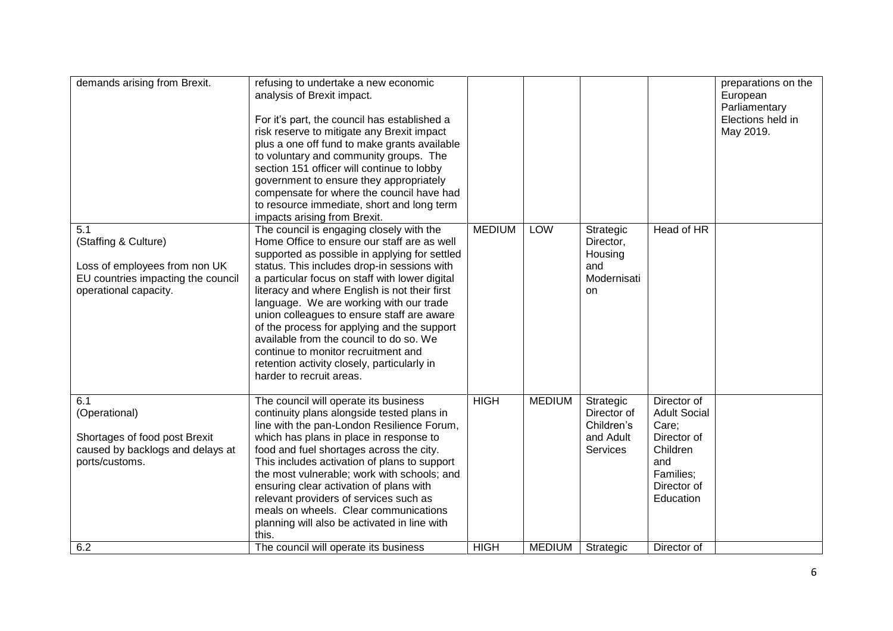| | | | | | | |
|---|---|---|---|---|---|---|
| demands arising from Brexit. | refusing to undertake a new economic analysis of Brexit impact.<br><br>For it's part, the council has established a risk reserve to mitigate any Brexit impact plus a one off fund to make grants available to voluntary and community groups. The section 151 officer will continue to lobby government to ensure they appropriately compensate for where the council have had to resource immediate, short and long term impacts arising from Brexit. | | | | | preparations on the European Parliamentary Elections held in May 2019. |
| 5.1<br>(Staffing & Culture)<br><br>Loss of employees from non UK EU countries impacting the council operational capacity. | The council is engaging closely with the Home Office to ensure our staff are as well supported as possible in applying for settled status. This includes drop-in sessions with a particular focus on staff with lower digital literacy and where English is not their first language. We are working with our trade union colleagues to ensure staff are aware of the process for applying and the support available from the council to do so. We continue to monitor recruitment and retention activity closely, particularly in harder to recruit areas. | MEDIUM | LOW | Strategic Director, Housing and Modernisation | Head of HR | |
| 6.1<br>(Operational)<br><br>Shortages of food post Brexit caused by backlogs and delays at ports/customs. | The council will operate its business continuity plans alongside tested plans in line with the pan-London Resilience Forum, which has plans in place in response to food and fuel shortages across the city. This includes activation of plans to support the most vulnerable; work with schools; and ensuring clear activation of plans with relevant providers of services such as meals on wheels. Clear communications planning will also be activated in line with this. | HIGH | MEDIUM | Strategic Director of Children's and Adult Services | Director of Adult Social Care; Director of Children and Families; Director of Education | |
| 6.2 | The council will operate its business | HIGH | MEDIUM | Strategic | Director of | |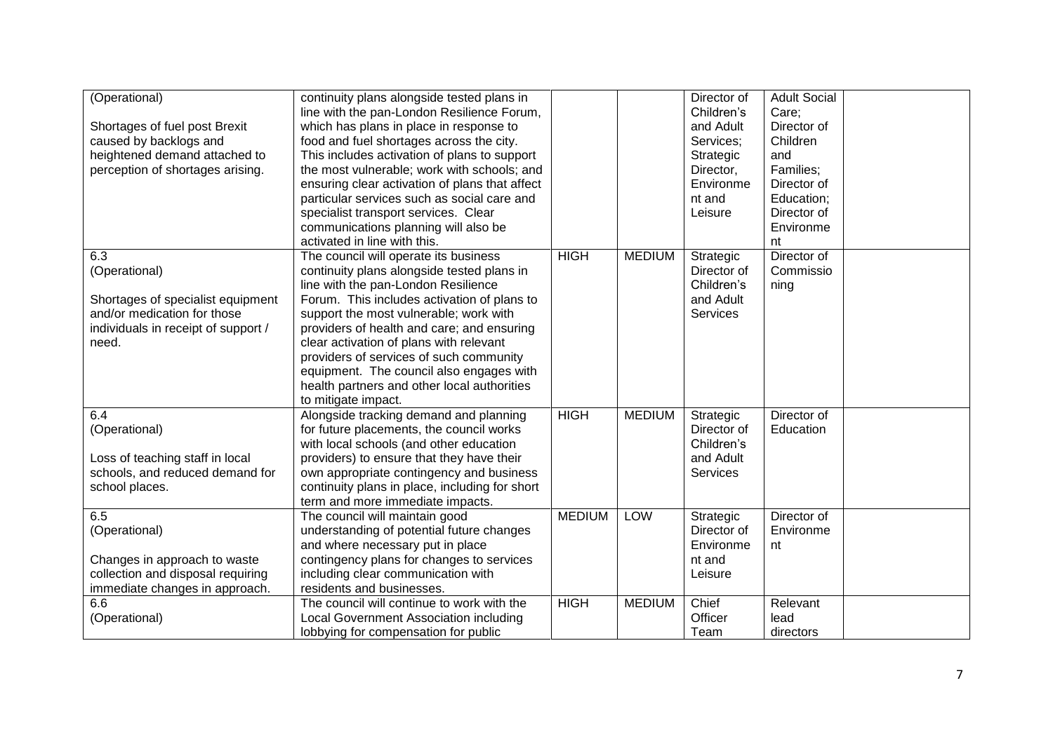| (Operational)<br><br>Shortages of fuel post Brexit caused by backlogs and heightened demand attached to perception of shortages arising. | continuity plans alongside tested plans in line with the pan-London Resilience Forum, which has plans in place in response to food and fuel shortages across the city. This includes activation of plans to support the most vulnerable; work with schools; and ensuring clear activation of plans that affect particular services such as social care and specialist transport services. Clear communications planning will also be activated in line with this. | | | Director of Children's and Adult Services; Strategic Director, Environment and Leisure | Adult Social Care; Director of Children and Families; Director of Education; Director of Environment | |
|---|---|---|---|---|---|---|
| 6.3<br>(Operational)<br><br>Shortages of specialist equipment and/or medication for those individuals in receipt of support / need. | The council will operate its business continuity plans alongside tested plans in line with the pan-London Resilience Forum. This includes activation of plans to support the most vulnerable; work with providers of health and care; and ensuring clear activation of plans with relevant providers of services of such community equipment. The council also engages with health partners and other local authorities to mitigate impact. | HIGH | MEDIUM | Strategic Director of Children's and Adult Services | Director of Commissioning | |
| 6.4<br>(Operational)<br><br>Loss of teaching staff in local schools, and reduced demand for school places. | Alongside tracking demand and planning for future placements, the council works with local schools (and other education providers) to ensure that they have their own appropriate contingency and business continuity plans in place, including for short term and more immediate impacts. | HIGH | MEDIUM | Strategic Director of Children's and Adult Services | Director of Education | |
| 6.5<br>(Operational)<br><br>Changes in approach to waste collection and disposal requiring immediate changes in approach. | The council will maintain good understanding of potential future changes and where necessary put in place contingency plans for changes to services including clear communication with residents and businesses. | MEDIUM | LOW | Strategic Director of Environment and Leisure | Director of Environment | |
| 6.6<br>(Operational) | The council will continue to work with the Local Government Association including lobbying for compensation for public | HIGH | MEDIUM | Chief Officer Team | Relevant lead directors | |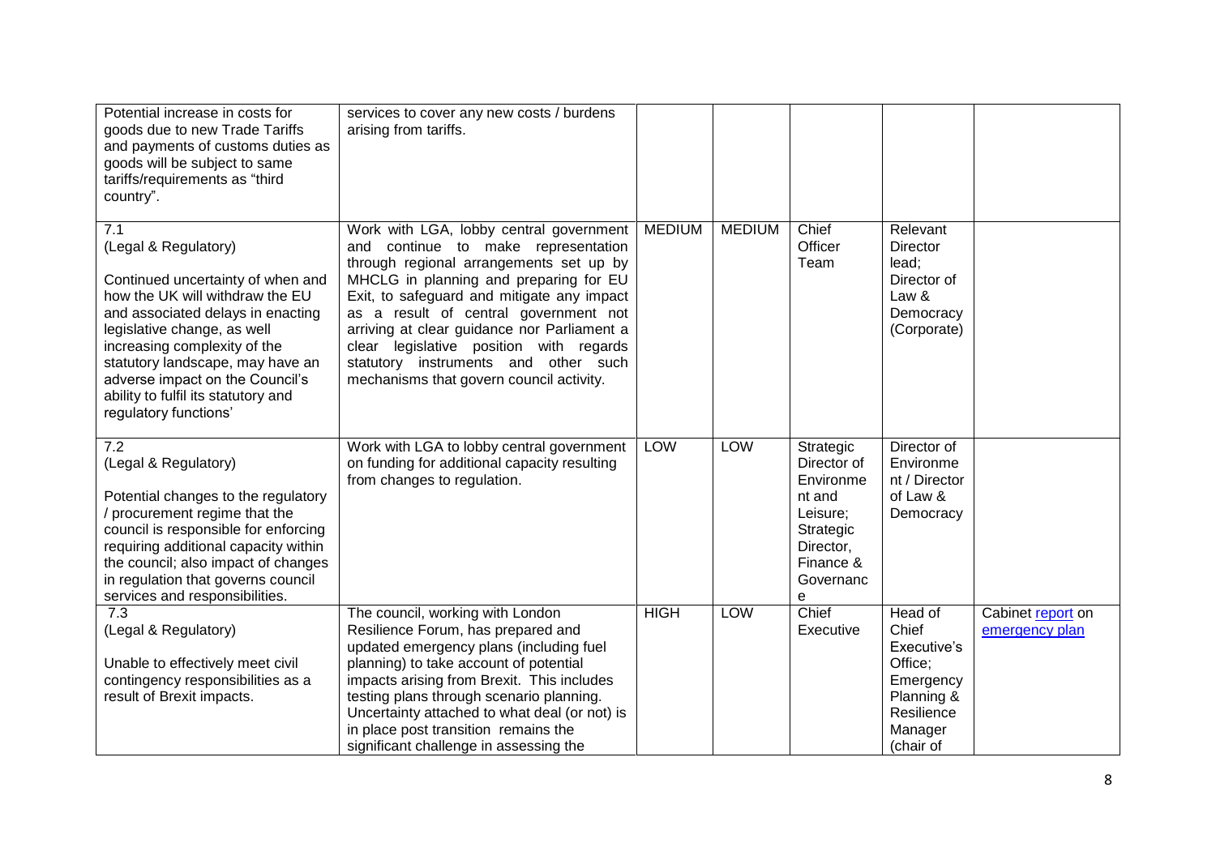| | | | | | | |
|---|---|---|---|---|---|---|
| Potential increase in costs for goods due to new Trade Tariffs and payments of customs duties as goods will be subject to same tariffs/requirements as "third country". | services to cover any new costs / burdens arising from tariffs. | | | | | |
| 7.1<br>(Legal & Regulatory)<br><br>Continued uncertainty of when and how the UK will withdraw the EU and associated delays in enacting legislative change, as well increasing complexity of the statutory landscape, may have an adverse impact on the Council's ability to fulfil its statutory and regulatory functions' | Work with LGA, lobby central government and continue to make representation through regional arrangements set up by MHCLG in planning and preparing for EU Exit, to safeguard and mitigate any impact as a result of central government not arriving at clear guidance nor Parliament a clear legislative position with regards statutory instruments and other such mechanisms that govern council activity. | MEDIUM | MEDIUM | Chief Officer Team | Relevant Director lead; Director of Law & Democracy (Corporate) | |
| 7.2<br>(Legal & Regulatory)<br><br>Potential changes to the regulatory / procurement regime that the council is responsible for enforcing requiring additional capacity within the council; also impact of changes in regulation that governs council services and responsibilities. | Work with LGA to lobby central government on funding for additional capacity resulting from changes to regulation. | LOW | LOW | Strategic Director of Environment and Leisure; Strategic Director, Finance & Governance | Director of Environment / Director of Law & Democracy | |
| 7.3<br>(Legal & Regulatory)<br><br>Unable to effectively meet civil contingency responsibilities as a result of Brexit impacts. | The council, working with London Resilience Forum, has prepared and updated emergency plans (including fuel planning) to take account of potential impacts arising from Brexit. This includes testing plans through scenario planning. Uncertainty attached to what deal (or not) is in place post transition remains the significant challenge in assessing the | HIGH | LOW | Chief Executive | Head of Chief Executive's Office; Emergency Planning & Resilience Manager (chair of | Cabinet report on emergency plan |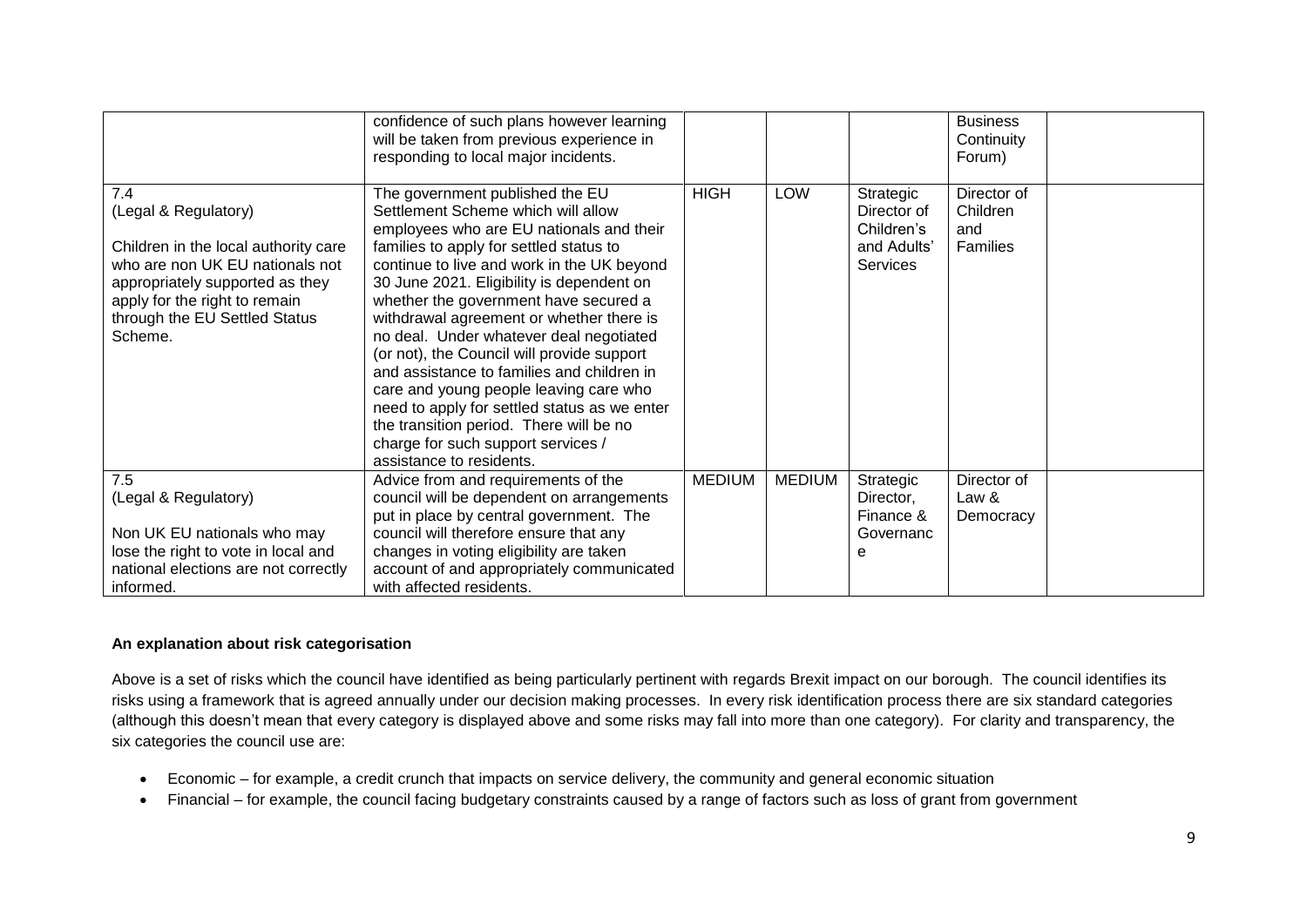|  |  |  |  |  |  |  |
|---|---|---|---|---|---|---|
|  | confidence of such plans however learning will be taken from previous experience in responding to local major incidents. |  |  |  | Business Continuity Forum) |  |
| 7.4<br>(Legal & Regulatory)<br><br>Children in the local authority care who are non UK EU nationals not appropriately supported as they apply for the right to remain through the EU Settled Status Scheme. | The government published the EU Settlement Scheme which will allow employees who are EU nationals and their families to apply for settled status to continue to live and work in the UK beyond 30 June 2021. Eligibility is dependent on whether the government have secured a withdrawal agreement or whether there is no deal. Under whatever deal negotiated (or not), the Council will provide support and assistance to families and children in care and young people leaving care who need to apply for settled status as we enter the transition period. There will be no charge for such support services / assistance to residents. | HIGH | LOW | Strategic Director of Children's and Adults' Services | Director of Children and Families |  |
| 7.5<br>(Legal & Regulatory)<br><br>Non UK EU nationals who may lose the right to vote in local and national elections are not correctly informed. | Advice from and requirements of the council will be dependent on arrangements put in place by central government. The council will therefore ensure that any changes in voting eligibility are taken account of and appropriately communicated with affected residents. | MEDIUM | MEDIUM | Strategic Director, Finance & Governance | Director of Law & Democracy |  |

**An explanation about risk categorisation**

Above is a set of risks which the council have identified as being particularly pertinent with regards Brexit impact on our borough. The council identifies its risks using a framework that is agreed annually under our decision making processes. In every risk identification process there are six standard categories (although this doesn't mean that every category is displayed above and some risks may fall into more than one category). For clarity and transparency, the six categories the council use are:

- Economic – for example, a credit crunch that impacts on service delivery, the community and general economic situation
- Financial – for example, the council facing budgetary constraints caused by a range of factors such as loss of grant from government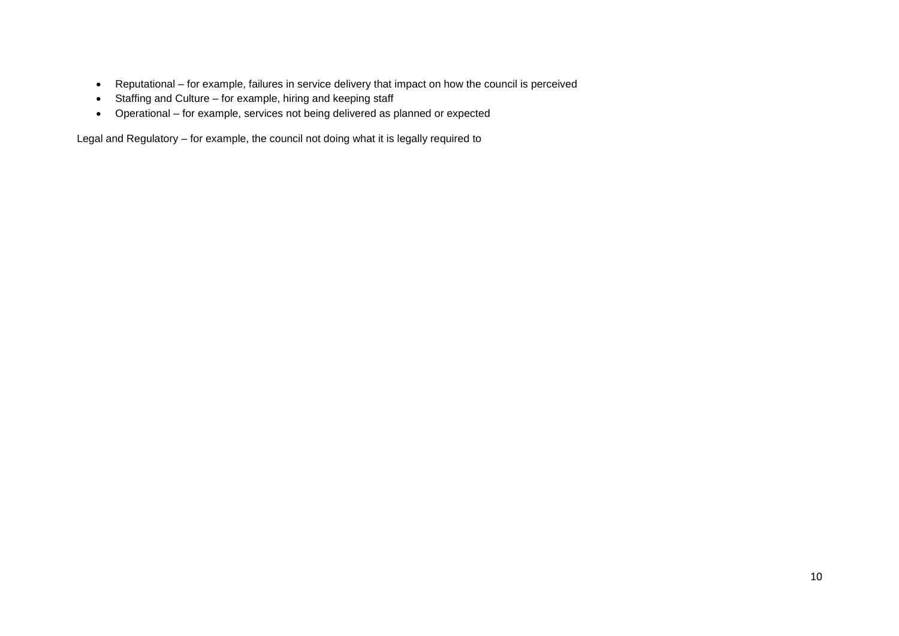- Reputational – for example, failures in service delivery that impact on how the council is perceived
- Staffing and Culture – for example, hiring and keeping staff
- Operational – for example, services not being delivered as planned or expected

Legal and Regulatory – for example, the council not doing what it is legally required to